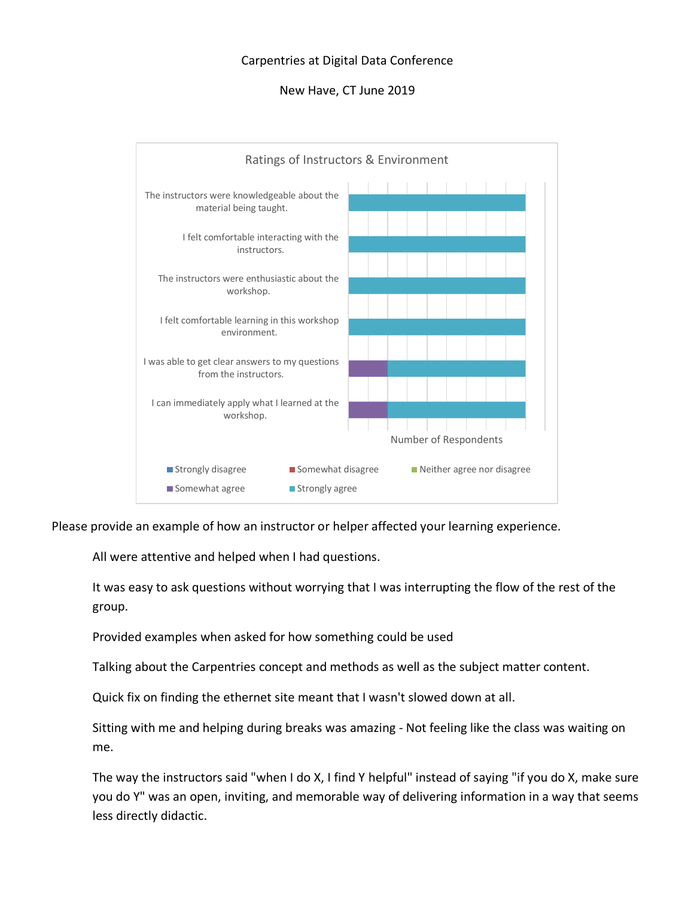Carpentries at Digital Data Conference

New Have, CT June 2019

Ratings of Instructors & Environment

The instructors were knowledgeable about the material being taught.

I felt comfortable interacting with the instructors.

The instructors were enthusiastic about the workshop.

I felt comfortable learning in this workshop environment.

I was able to get clear answers to my questions from the instructors.

I can immediately apply what I learned at the workshop.

Number of Respondents

Strongly disagree | Somewhat disagree | Neither agree nor disagree | Somewhat agree | Strongly agree

Please provide an example of how an instructor or helper affected your learning experience.

All were attentive and helped when I had questions.

It was easy to ask questions without worrying that I was interrupting the flow of the rest of the group.

Provided examples when asked for how something could be used

Talking about the Carpentries concept and methods as well as the subject matter content.

Quick fix on finding the ethernet site meant that I wasn't slowed down at all.

Sitting with me and helping during breaks was amazing - Not feeling like the class was waiting on me.

The way the instructors said "when I do X, I find Y helpful" instead of saying "if you do X, make sure you do Y" was an open, inviting, and memorable way of delivering information in a way that seems less directly didactic.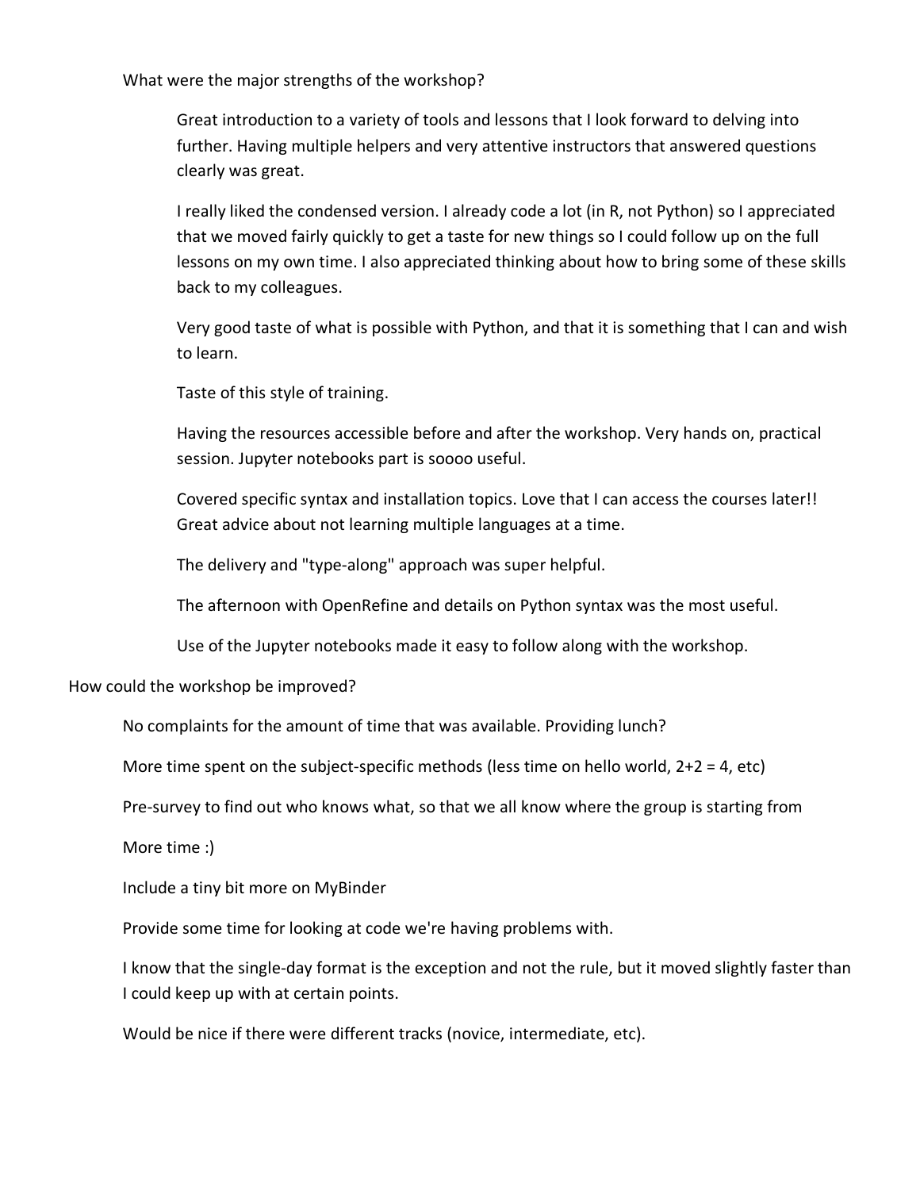What were the major strengths of the workshop?

Great introduction to a variety of tools and lessons that I look forward to delving into further. Having multiple helpers and very attentive instructors that answered questions clearly was great.

I really liked the condensed version. I already code a lot (in R, not Python) so I appreciated that we moved fairly quickly to get a taste for new things so I could follow up on the full lessons on my own time. I also appreciated thinking about how to bring some of these skills back to my colleagues.

Very good taste of what is possible with Python, and that it is something that I can and wish to learn.

Taste of this style of training.

Having the resources accessible before and after the workshop. Very hands on, practical session. Jupyter notebooks part is soooo useful.

Covered specific syntax and installation topics. Love that I can access the courses later!! Great advice about not learning multiple languages at a time.

The delivery and "type-along" approach was super helpful.

The afternoon with OpenRefine and details on Python syntax was the most useful.

Use of the Jupyter notebooks made it easy to follow along with the workshop.

How could the workshop be improved?

No complaints for the amount of time that was available. Providing lunch?

More time spent on the subject-specific methods (less time on hello world, 2+2 = 4, etc)

Pre-survey to find out who knows what, so that we all know where the group is starting from

More time :)

Include a tiny bit more on MyBinder

Provide some time for looking at code we're having problems with.

I know that the single-day format is the exception and not the rule, but it moved slightly faster than I could keep up with at certain points.

Would be nice if there were different tracks (novice, intermediate, etc).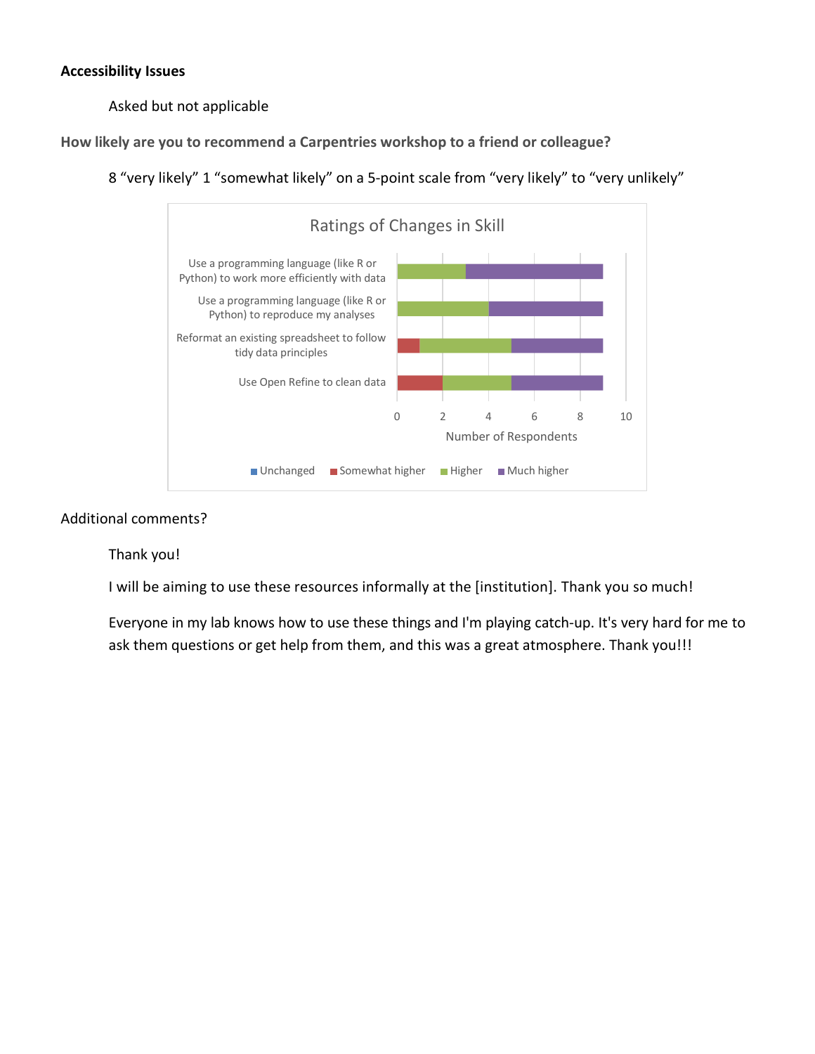**Accessibility Issues**

Asked but not applicable

**How likely are you to recommend a Carpentries workshop to a friend or colleague?**

8 “very likely” 1 “somewhat likely” on a 5-point scale from “very likely” to “very unlikely”

Ratings of Changes in Skill

Use a programming language (like R or Python) to work more efficiently with data

Use a programming language (like R or Python) to reproduce my analyses

Reformat an existing spreadsheet to follow tidy data principles

Use Open Refine to clean data

0 2 4 6 8 10

Number of Respondents

Unchanged Somewhat higher Higher Much higher

Additional comments?

Thank you!

I will be aiming to use these resources informally at the [institution]. Thank you so much!

Everyone in my lab knows how to use these things and I'm playing catch-up. It's very hard for me to ask them questions or get help from them, and this was a great atmosphere. Thank you!!!